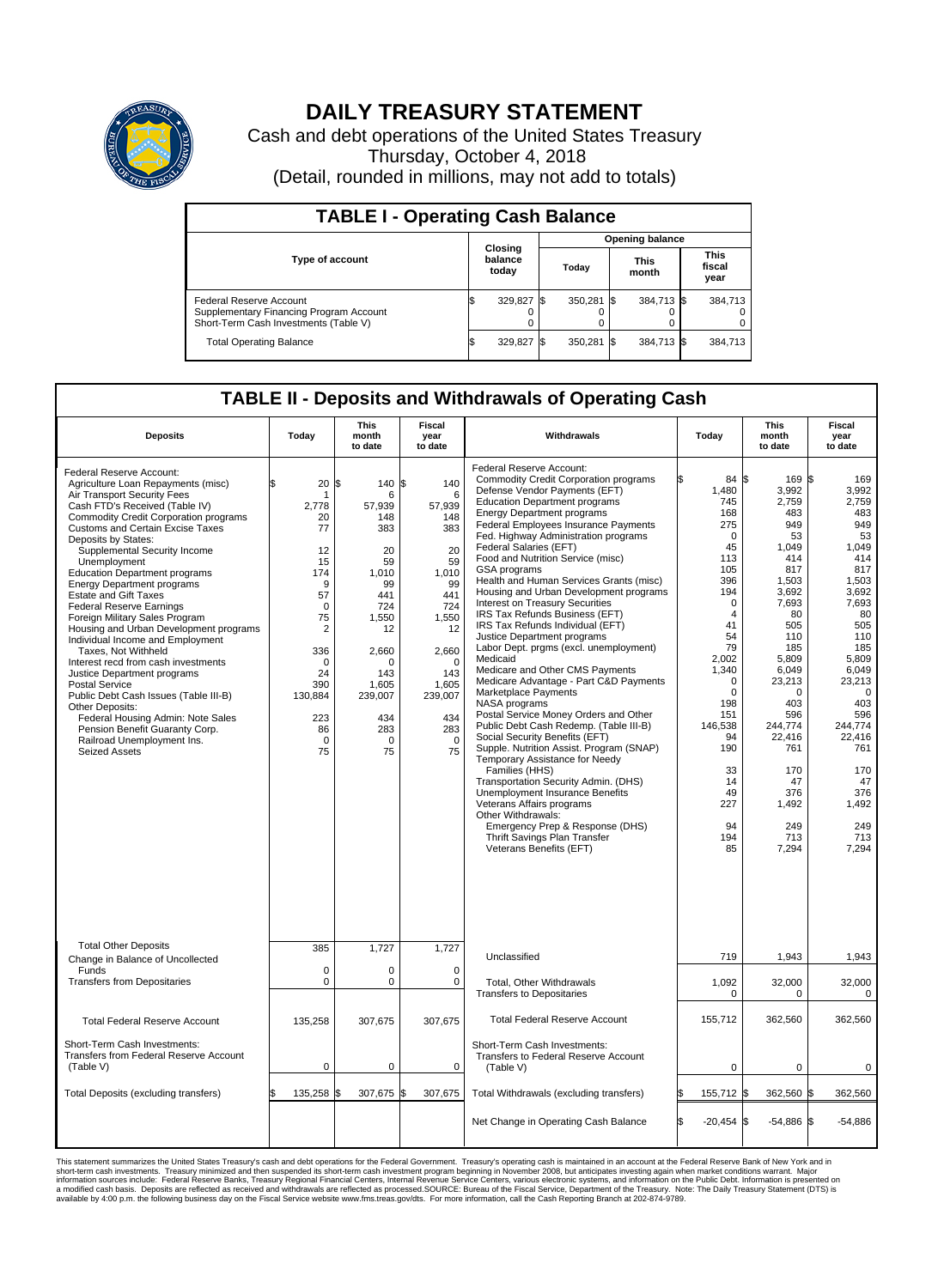# DAILY TREASURY STATEMENT

Cash and debt operations of the United States Treasury

Thursday, October 4, 2018

(Detail, rounded in millions, may not add to totals)

## TABLE I - Operating Cash Balance

| Type of account | Closing balance today | Opening balance Today | Opening balance This month | Opening balance This fiscal year |
|---|---|---|---|---|
| Federal Reserve Account | $ 329,827 | $ 350,281 | $ 384,713 | $ 384,713 |
| Supplementary Financing Program Account | 0 | 0 | 0 | 0 |
| Short-Term Cash Investments (Table V) | 0 | 0 | 0 | 0 |
| Total Operating Balance | $ 329,827 | $ 350,281 | $ 384,713 | $ 384,713 |

## TABLE II - Deposits and Withdrawals of Operating Cash

| Deposits | Today | This month to date | Fiscal year to date |
|---|---|---|---|
| Federal Reserve Account: | | | |
| Agriculture Loan Repayments (misc) | $ 20 | $ 140 | $ 140 |
| Air Transport Security Fees | 1 | 6 | 6 |
| Cash FTD's Received (Table IV) | 2,778 | 57,939 | 57,939 |
| Commodity Credit Corporation programs | 20 | 148 | 148 |
| Customs and Certain Excise Taxes | 77 | 383 | 383 |
| Deposits by States: | | | |
| Supplemental Security Income | 12 | 20 | 20 |
| Unemployment | 15 | 59 | 59 |
| Education Department programs | 174 | 1,010 | 1,010 |
| Energy Department programs | 9 | 99 | 99 |
| Estate and Gift Taxes | 57 | 441 | 441 |
| Federal Reserve Earnings | 0 | 724 | 724 |
| Foreign Military Sales Program | 75 | 1,550 | 1,550 |
| Housing and Urban Development programs | 2 | 12 | 12 |
| Individual Income and Employment Taxes, Not Withheld | 336 | 2,660 | 2,660 |
| Interest recd from cash investments | 0 | 0 | 0 |
| Justice Department programs | 24 | 143 | 143 |
| Postal Service | 390 | 1,605 | 1,605 |
| Public Debt Cash Issues (Table III-B) | 130,884 | 239,007 | 239,007 |
| Other Deposits: | | | |
| Federal Housing Admin: Note Sales | 223 | 434 | 434 |
| Pension Benefit Guaranty Corp. | 86 | 283 | 283 |
| Railroad Unemployment Ins. | 0 | 0 | 0 |
| Seized Assets | 75 | 75 | 75 |
| Total Other Deposits | 385 | 1,727 | 1,727 |
| Change in Balance of Uncollected Funds | 0 | 0 | 0 |
| Transfers from Depositaries | 0 | 0 | 0 |
| Total Federal Reserve Account | 135,258 | 307,675 | 307,675 |
| Short-Term Cash Investments: Transfers from Federal Reserve Account (Table V) | 0 | 0 | 0 |
| Total Deposits (excluding transfers) | $ 135,258 | $ 307,675 | $ 307,675 |

| Withdrawals | Today | This month to date | Fiscal year to date |
|---|---|---|---|
| Federal Reserve Account: | | | |
| Commodity Credit Corporation programs | $ 84 | $ 169 | $ 169 |
| Defense Vendor Payments (EFT) | 1,480 | 3,992 | 3,992 |
| Education Department programs | 745 | 2,759 | 2,759 |
| Energy Department programs | 168 | 483 | 483 |
| Federal Employees Insurance Payments | 275 | 949 | 949 |
| Fed. Highway Administration programs | 0 | 53 | 53 |
| Federal Salaries (EFT) | 45 | 1,049 | 1,049 |
| Food and Nutrition Service (misc) | 113 | 414 | 414 |
| GSA programs | 105 | 817 | 817 |
| Health and Human Services Grants (misc) | 396 | 1,503 | 1,503 |
| Housing and Urban Development programs | 194 | 3,692 | 3,692 |
| Interest on Treasury Securities | 0 | 7,693 | 7,693 |
| IRS Tax Refunds Business (EFT) | 4 | 80 | 80 |
| IRS Tax Refunds Individual (EFT) | 41 | 505 | 505 |
| Justice Department programs | 54 | 110 | 110 |
| Labor Dept. prgms (excl. unemployment) | 79 | 185 | 185 |
| Medicaid | 2,002 | 5,809 | 5,809 |
| Medicare and Other CMS Payments | 1,340 | 6,049 | 6,049 |
| Medicare Advantage - Part C&D Payments | 0 | 23,213 | 23,213 |
| Marketplace Payments | 0 | 0 | 0 |
| NASA programs | 198 | 403 | 403 |
| Postal Service Money Orders and Other | 151 | 596 | 596 |
| Public Debt Cash Redemp. (Table III-B) | 146,538 | 244,774 | 244,774 |
| Social Security Benefits (EFT) | 94 | 22,416 | 22,416 |
| Supple. Nutrition Assist. Program (SNAP) | 190 | 761 | 761 |
| Temporary Assistance for Needy Families (HHS) | 33 | 170 | 170 |
| Transportation Security Admin. (DHS) | 14 | 47 | 47 |
| Unemployment Insurance Benefits | 49 | 376 | 376 |
| Veterans Affairs programs | 227 | 1,492 | 1,492 |
| Other Withdrawals: | | | |
| Emergency Prep & Response (DHS) | 94 | 249 | 249 |
| Thrift Savings Plan Transfer | 194 | 713 | 713 |
| Veterans Benefits (EFT) | 85 | 7,294 | 7,294 |
| Unclassified | 719 | 1,943 | 1,943 |
| Total, Other Withdrawals | 1,092 | 32,000 | 32,000 |
| Transfers to Depositaries | 0 | 0 | 0 |
| Total Federal Reserve Account | 155,712 | 362,560 | 362,560 |
| Short-Term Cash Investments: Transfers to Federal Reserve Account (Table V) | 0 | 0 | 0 |
| Total Withdrawals (excluding transfers) | $ 155,712 | $ 362,560 | $ 362,560 |
| Net Change in Operating Cash Balance | $ -20,454 | $ -54,886 | $ -54,886 |

This statement summarizes the United States Treasury's cash and debt operations for the Federal Government. Treasury's operating cash is maintained in an account at the Federal Reserve Bank of New York and in short-term cash investments. Treasury minimized and then suspended its short-term cash investment program beginning in November 2008, but anticipates investing again when market conditions warrant. Major information sources include: Federal Reserve Banks, Treasury Regional Financial Centers, Internal Revenue Service Centers, various electronic systems, and information on the Public Debt. Information is presented on a modified cash basis. Deposits are reflected as received and withdrawals are reflected as processed.SOURCE: Bureau of the Fiscal Service, Department of the Treasury. Note: The Daily Treasury Statement (DTS) is available by 4:00 p.m. the following business day on the Fiscal Service website www.fms.treas.gov/dts. For more information, call the Cash Reporting Branch at 202-874-9789.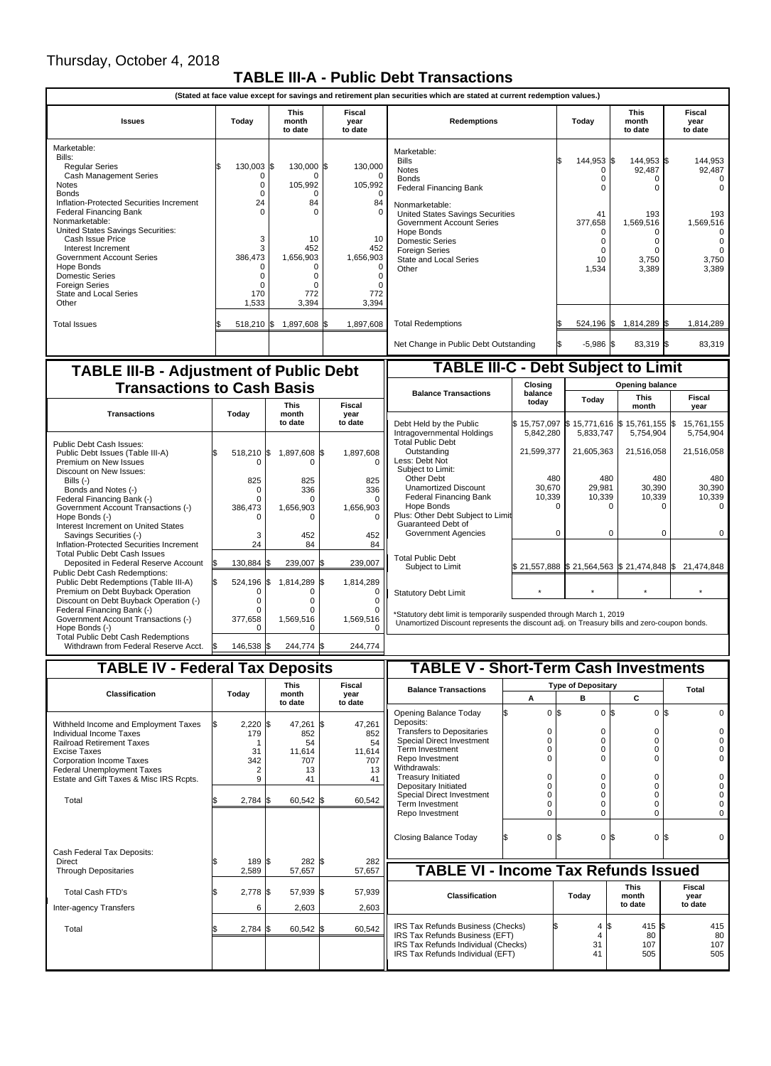Thursday, October 4, 2018

# TABLE III-A - Public Debt Transactions

(Stated at face value except for savings and retirement plan securities which are stated at current redemption values.)

| Issues | Today | This month to date | Fiscal year to date | Redemptions | Today | This month to date | Fiscal year to date |
|---|---|---|---|---|---|---|---|
| Marketable: | | | | Marketable: | | | |
| Bills: | | | | Bills | $ 144,953 | $ 144,953 | $ 144,953 |
| Regular Series | $ 130,003 | $ 130,000 | $ 130,000 | Notes | 0 | 92,487 | 92,487 |
| Cash Management Series | 0 | 0 | 0 | Bonds | 0 | 0 | 0 |
| Notes | 0 | 105,992 | 105,992 | Federal Financing Bank | 0 | 0 | 0 |
| Bonds | 0 | 0 | 0 | Nonmarketable: | | | |
| Inflation-Protected Securities Increment | 24 | 84 | 84 | United States Savings Securities | 41 | 193 | 193 |
| Federal Financing Bank | 0 | 0 | 0 | Government Account Series | 377,658 | 1,569,516 | 1,569,516 |
| Nonmarketable: | | | | Hope Bonds | 0 | 0 | 0 |
| United States Savings Securities: | | | | Domestic Series | 0 | 0 | 0 |
| Cash Issue Price | 3 | 10 | 10 | Foreign Series | 0 | 0 | 0 |
| Interest Increment | 3 | 452 | 452 | State and Local Series | 10 | 3,750 | 3,750 |
| Government Account Series | 386,473 | 1,656,903 | 1,656,903 | Other | 1,534 | 3,389 | 3,389 |
| Hope Bonds | 0 | 0 | 0 | | | | |
| Domestic Series | 0 | 0 | 0 | | | | |
| Foreign Series | 0 | 0 | 0 | | | | |
| State and Local Series | 170 | 772 | 772 | | | | |
| Other | 1,533 | 3,394 | 3,394 | | | | |
| Total Issues | $ 518,210 | $ 1,897,608 | $ 1,897,608 | Total Redemptions | $ 524,196 | $ 1,814,289 | $ 1,814,289 |
| | | | | Net Change in Public Debt Outstanding | $ -5,986 | $ 83,319 | $ 83,319 |

# TABLE III-B - Adjustment of Public Debt Transactions to Cash Basis

| Transactions | Today | This month to date | Fiscal year to date |
|---|---|---|---|
| Public Debt Cash Issues: | | | |
| Public Debt Issues (Table III-A) | $ 518,210 | $ 1,897,608 | $ 1,897,608 |
| Premium on New Issues | 0 | 0 | 0 |
| Discount on New Issues: | | | |
| Bills (-) | 825 | 825 | 825 |
| Bonds and Notes (-) | 0 | 336 | 336 |
| Federal Financing Bank (-) | 0 | 0 | 0 |
| Government Account Transactions (-) | 386,473 | 1,656,903 | 1,656,903 |
| Hope Bonds (-) | 0 | 0 | 0 |
| Interest Increment on United States Savings Securities (-) | 3 | 452 | 452 |
| Inflation-Protected Securities Increment | 24 | 84 | 84 |
| Total Public Debt Cash Issues Deposited in Federal Reserve Account | $ 130,884 | $ 239,007 | $ 239,007 |
| Public Debt Cash Redemptions: | | | |
| Public Debt Redemptions (Table III-A) | $ 524,196 | $ 1,814,289 | $ 1,814,289 |
| Premium on Debt Buyback Operation | 0 | 0 | 0 |
| Discount on Debt Buyback Operation (-) | 0 | 0 | 0 |
| Federal Financing Bank (-) | 0 | 0 | 0 |
| Government Account Transactions (-) | 377,658 | 1,569,516 | 1,569,516 |
| Hope Bonds (-) | 0 | 0 | 0 |
| Total Public Debt Cash Redemptions Withdrawn from Federal Reserve Acct. | $ 146,538 | $ 244,774 | $ 244,774 |

# TABLE III-C - Debt Subject to Limit

| Balance Transactions | Closing balance today | Opening balance Today | Opening balance This month | Opening balance Fiscal year |
|---|---|---|---|---|
| Debt Held by the Public | $ 15,757,097 | $ 15,771,616 | $ 15,761,155 | $ 15,761,155 |
| Intragovernmental Holdings | 5,842,280 | 5,833,747 | 5,754,904 | 5,754,904 |
| Total Public Debt Outstanding | 21,599,377 | 21,605,363 | 21,516,058 | 21,516,058 |
| Less: Debt Not Subject to Limit: | | | | |
| Other Debt | 480 | 480 | 480 | 480 |
| Unamortized Discount | 30,670 | 29,981 | 30,390 | 30,390 |
| Federal Financing Bank | 10,339 | 10,339 | 10,339 | 10,339 |
| Hope Bonds | 0 | 0 | 0 | 0 |
| Plus: Other Debt Subject to Limit | | | | |
| Guaranteed Debt of Government Agencies | 0 | 0 | 0 | 0 |
| Total Public Debt Subject to Limit | $ 21,557,888 | $ 21,564,563 | $ 21,474,848 | $ 21,474,848 |
| Statutory Debt Limit | * | * | * | * |

*Statutory debt limit is temporarily suspended through March 1, 2019
Unamortized Discount represents the discount adj. on Treasury bills and zero-coupon bonds.

# TABLE IV - Federal Tax Deposits

| Classification | Today | This month to date | Fiscal year to date |
|---|---|---|---|
| Withheld Income and Employment Taxes | $ 2,220 | $ 47,261 | $ 47,261 |
| Individual Income Taxes | 179 | 852 | 852 |
| Railroad Retirement Taxes | 1 | 54 | 54 |
| Excise Taxes | 31 | 11,614 | 11,614 |
| Corporation Income Taxes | 342 | 707 | 707 |
| Federal Unemployment Taxes | 2 | 13 | 13 |
| Estate and Gift Taxes & Misc IRS Rcpts. | 9 | 41 | 41 |
| Total | $ 2,784 | $ 60,542 | $ 60,542 |
| Cash Federal Tax Deposits: | | | |
| Direct | $ 189 | $ 282 | $ 282 |
| Through Depositaries | 2,589 | 57,657 | 57,657 |
| Total Cash FTD's | $ 2,778 | $ 57,939 | $ 57,939 |
| Inter-agency Transfers | 6 | 2,603 | 2,603 |
| Total | $ 2,784 | $ 60,542 | $ 60,542 |

# TABLE V - Short-Term Cash Investments

| Balance Transactions | Type of Depositary A | B | C | Total |
|---|---|---|---|---|
| Opening Balance Today | $ 0 | $ 0 | $ 0 | $ 0 |
| Deposits: | | | | |
| Transfers to Depositaries | 0 | 0 | 0 | 0 |
| Special Direct Investment | 0 | 0 | 0 | 0 |
| Term Investment | 0 | 0 | 0 | 0 |
| Repo Investment | 0 | 0 | 0 | 0 |
| Withdrawals: | | | | |
| Treasury Initiated | 0 | 0 | 0 | 0 |
| Depositary Initiated | 0 | 0 | 0 | 0 |
| Special Direct Investment | 0 | 0 | 0 | 0 |
| Term Investment | 0 | 0 | 0 | 0 |
| Repo Investment | 0 | 0 | 0 | 0 |
| Closing Balance Today | $ 0 | $ 0 | $ 0 | $ 0 |

# TABLE VI - Income Tax Refunds Issued

| Classification | Today | This month to date | Fiscal year to date |
|---|---|---|---|
| IRS Tax Refunds Business (Checks) | $ 4 | $ 415 | $ 415 |
| IRS Tax Refunds Business (EFT) | 4 | 80 | 80 |
| IRS Tax Refunds Individual (Checks) | 31 | 107 | 107 |
| IRS Tax Refunds Individual (EFT) | 41 | 505 | 505 |